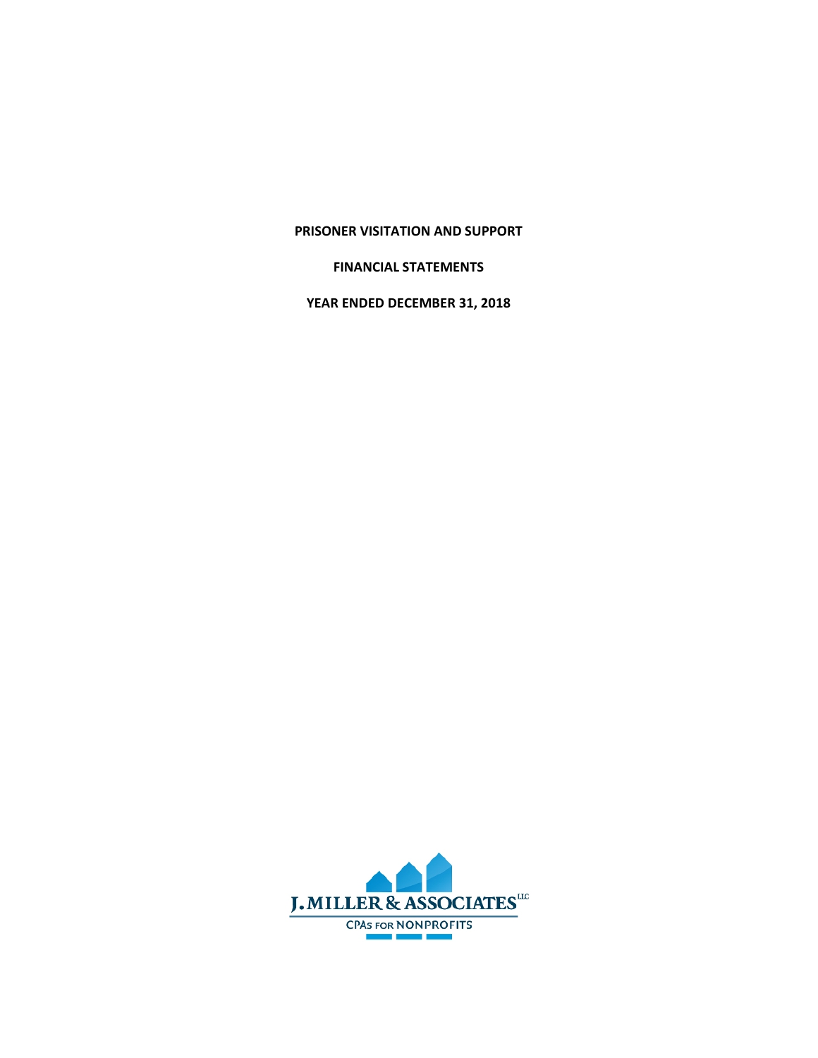# PRISONER VISITATION AND SUPPORT

## FINANCIAL STATEMENTS

## YEAR ENDED DECEMBER 31, 2018

J. MILLER & ASSOCIATES LLC

CPAs FOR NONPROFITS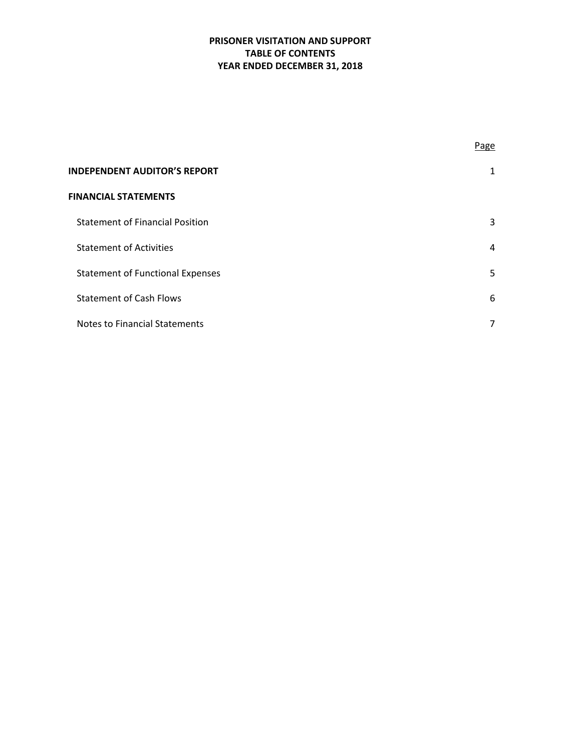# PRISONER VISITATION AND SUPPORT
## TABLE OF CONTENTS
## YEAR ENDED DECEMBER 31, 2018

| | Page |
|---|---|
| **INDEPENDENT AUDITOR'S REPORT** | 1 |
| **FINANCIAL STATEMENTS** | |
| Statement of Financial Position | 3 |
| Statement of Activities | 4 |
| Statement of Functional Expenses | 5 |
| Statement of Cash Flows | 6 |
| Notes to Financial Statements | 7 |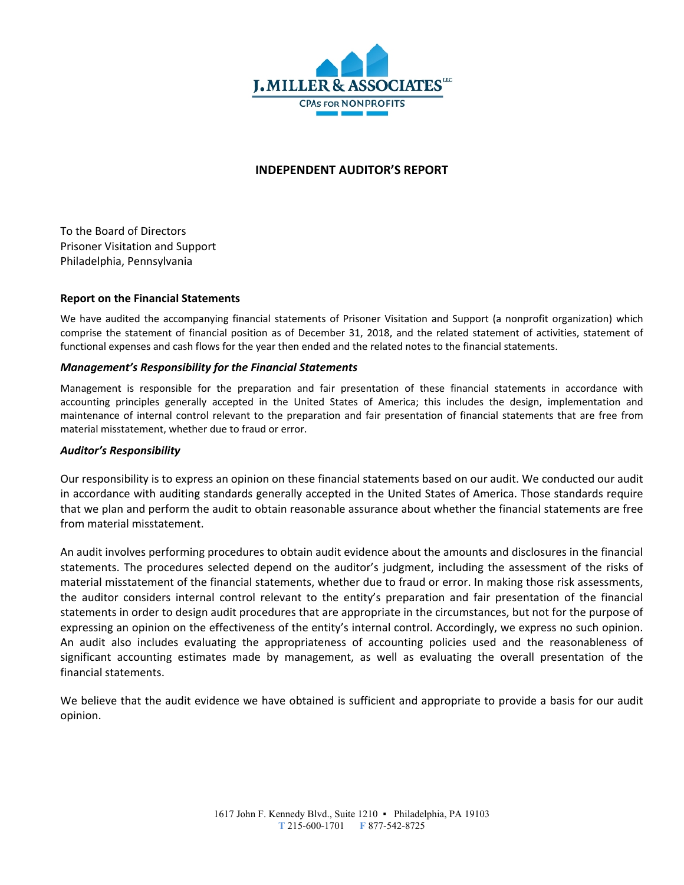J. MILLER & ASSOCIATES LLC
CPAs FOR NONPROFITS

# INDEPENDENT AUDITOR'S REPORT

To the Board of Directors
Prisoner Visitation and Support
Philadelphia, Pennsylvania

## Report on the Financial Statements

We have audited the accompanying financial statements of Prisoner Visitation and Support (a nonprofit organization) which comprise the statement of financial position as of December 31, 2018, and the related statement of activities, statement of functional expenses and cash flows for the year then ended and the related notes to the financial statements.

### *Management's Responsibility for the Financial Statements*

Management is responsible for the preparation and fair presentation of these financial statements in accordance with accounting principles generally accepted in the United States of America; this includes the design, implementation and maintenance of internal control relevant to the preparation and fair presentation of financial statements that are free from material misstatement, whether due to fraud or error.

### *Auditor's Responsibility*

Our responsibility is to express an opinion on these financial statements based on our audit. We conducted our audit in accordance with auditing standards generally accepted in the United States of America. Those standards require that we plan and perform the audit to obtain reasonable assurance about whether the financial statements are free from material misstatement.

An audit involves performing procedures to obtain audit evidence about the amounts and disclosures in the financial statements. The procedures selected depend on the auditor's judgment, including the assessment of the risks of material misstatement of the financial statements, whether due to fraud or error. In making those risk assessments, the auditor considers internal control relevant to the entity's preparation and fair presentation of the financial statements in order to design audit procedures that are appropriate in the circumstances, but not for the purpose of expressing an opinion on the effectiveness of the entity's internal control. Accordingly, we express no such opinion. An audit also includes evaluating the appropriateness of accounting policies used and the reasonableness of significant accounting estimates made by management, as well as evaluating the overall presentation of the financial statements.

We believe that the audit evidence we have obtained is sufficient and appropriate to provide a basis for our audit opinion.

1617 John F. Kennedy Blvd., Suite 1210 ▪ Philadelphia, PA 19103
T 215-600-1701 F 877-542-8725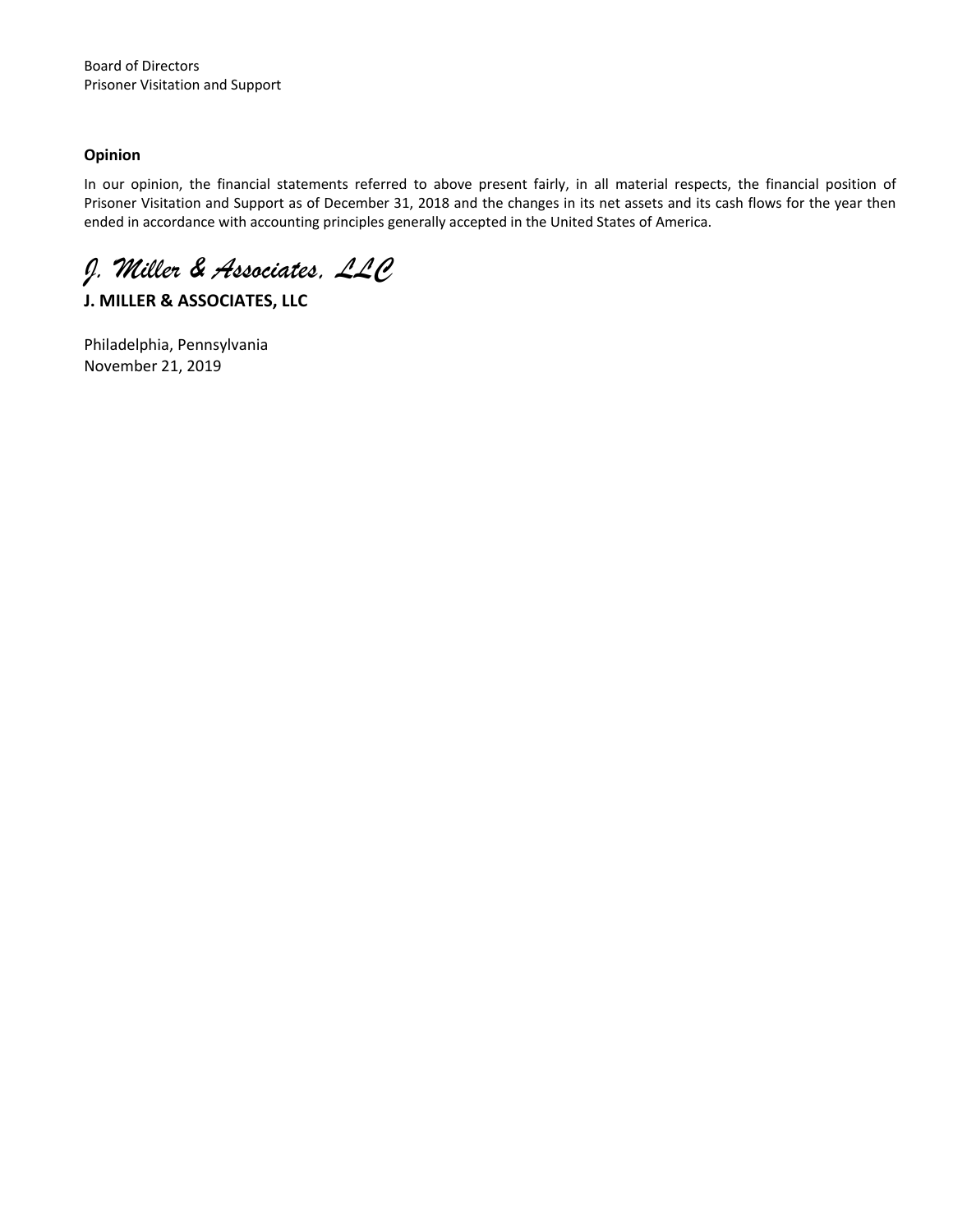Board of Directors
Prisoner Visitation and Support

**Opinion**

In our opinion, the financial statements referred to above present fairly, in all material respects, the financial position of Prisoner Visitation and Support as of December 31, 2018 and the changes in its net assets and its cash flows for the year then ended in accordance with accounting principles generally accepted in the United States of America.

*J. Miller & Associates, LLC*

**J. MILLER & ASSOCIATES, LLC**

Philadelphia, Pennsylvania
November 21, 2019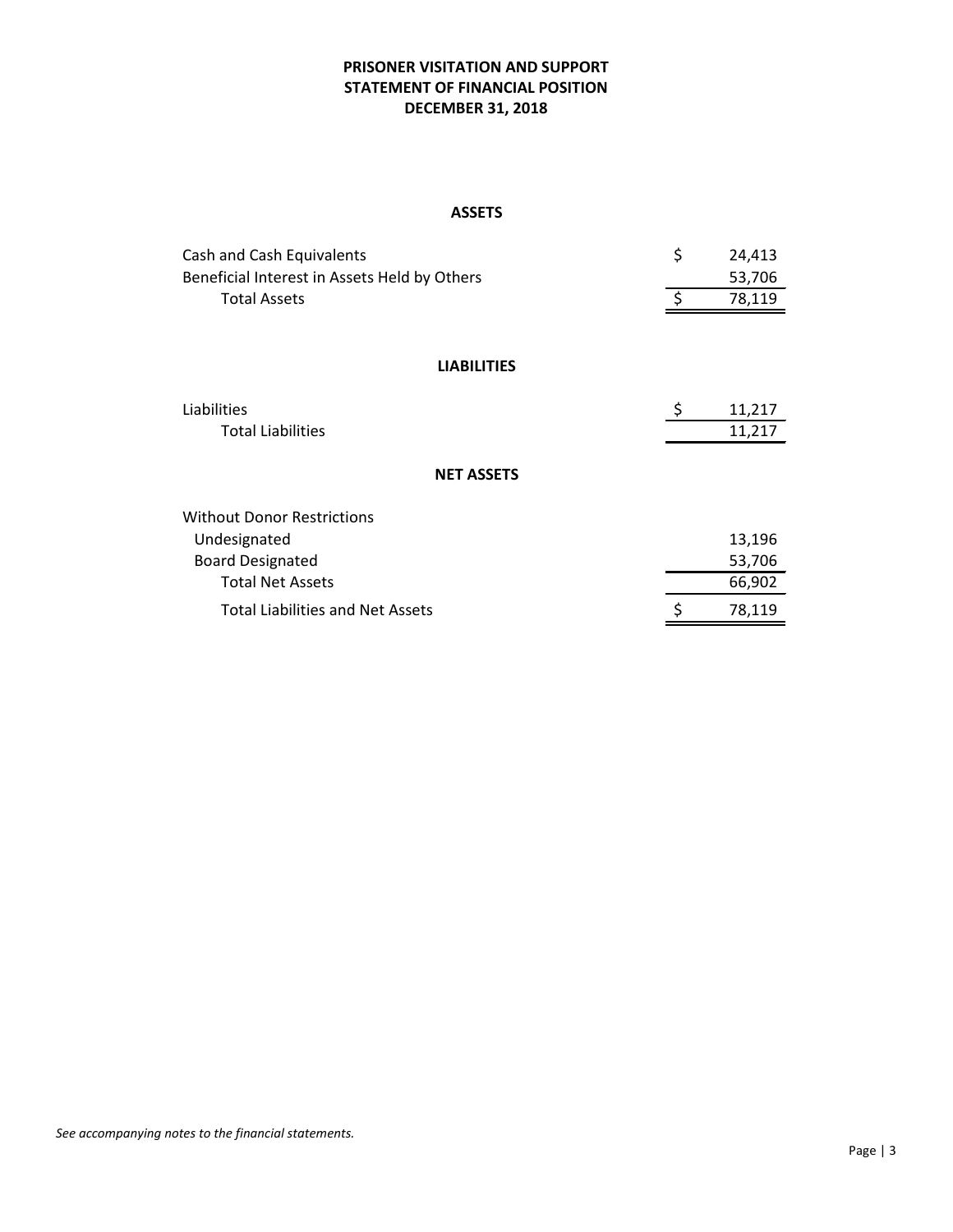# PRISONER VISITATION AND SUPPORT
## STATEMENT OF FINANCIAL POSITION
## DECEMBER 31, 2018

### ASSETS

| | | |
|---|---|---|
| Cash and Cash Equivalents | $ | 24,413 |
| Beneficial Interest in Assets Held by Others | | 53,706 |
| Total Assets | $ | 78,119 |

### LIABILITIES

| | | |
|---|---|---|
| Liabilities | $ | 11,217 |
| Total Liabilities | | 11,217 |

### NET ASSETS

| | | |
|---|---|---|
| Without Donor Restrictions | | |
| Undesignated | | 13,196 |
| Board Designated | | 53,706 |
| Total Net Assets | | 66,902 |
| Total Liabilities and Net Assets | $ | 78,119 |

*See accompanying notes to the financial statements.*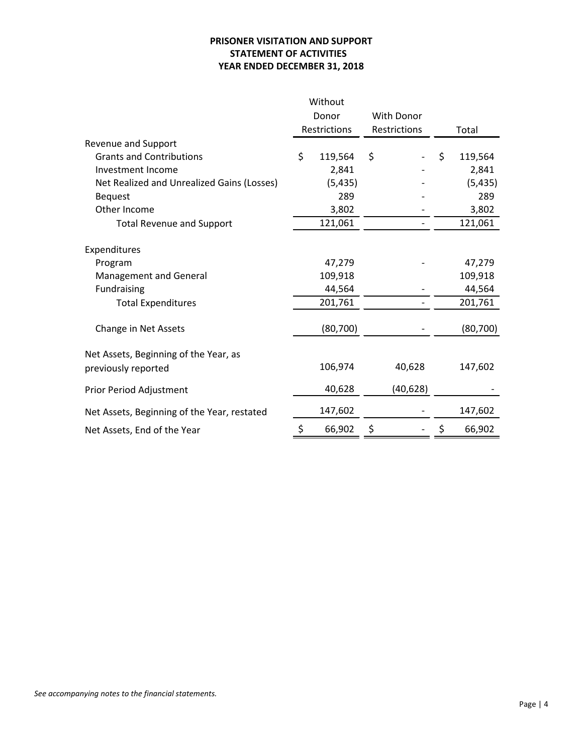**PRISONER VISITATION AND SUPPORT**
**STATEMENT OF ACTIVITIES**
**YEAR ENDED DECEMBER 31, 2018**

| | Without Donor Restrictions | With Donor Restrictions | Total |
|---|---|---|---|
| Revenue and Support | | | |
| Grants and Contributions | $ 119,564 | $ - | $ 119,564 |
| Investment Income | 2,841 | - | 2,841 |
| Net Realized and Unrealized Gains (Losses) | (5,435) | - | (5,435) |
| Bequest | 289 | - | 289 |
| Other Income | 3,802 | - | 3,802 |
| Total Revenue and Support | 121,061 | - | 121,061 |
| Expenditures | | | |
| Program | 47,279 | - | 47,279 |
| Management and General | 109,918 | | 109,918 |
| Fundraising | 44,564 | - | 44,564 |
| Total Expenditures | 201,761 | - | 201,761 |
| Change in Net Assets | (80,700) | - | (80,700) |
| Net Assets, Beginning of the Year, as previously reported | 106,974 | 40,628 | 147,602 |
| Prior Period Adjustment | 40,628 | (40,628) | - |
| Net Assets, Beginning of the Year, restated | 147,602 | - | 147,602 |
| Net Assets, End of the Year | $ 66,902 | $ - | $ 66,902 |

*See accompanying notes to the financial statements.*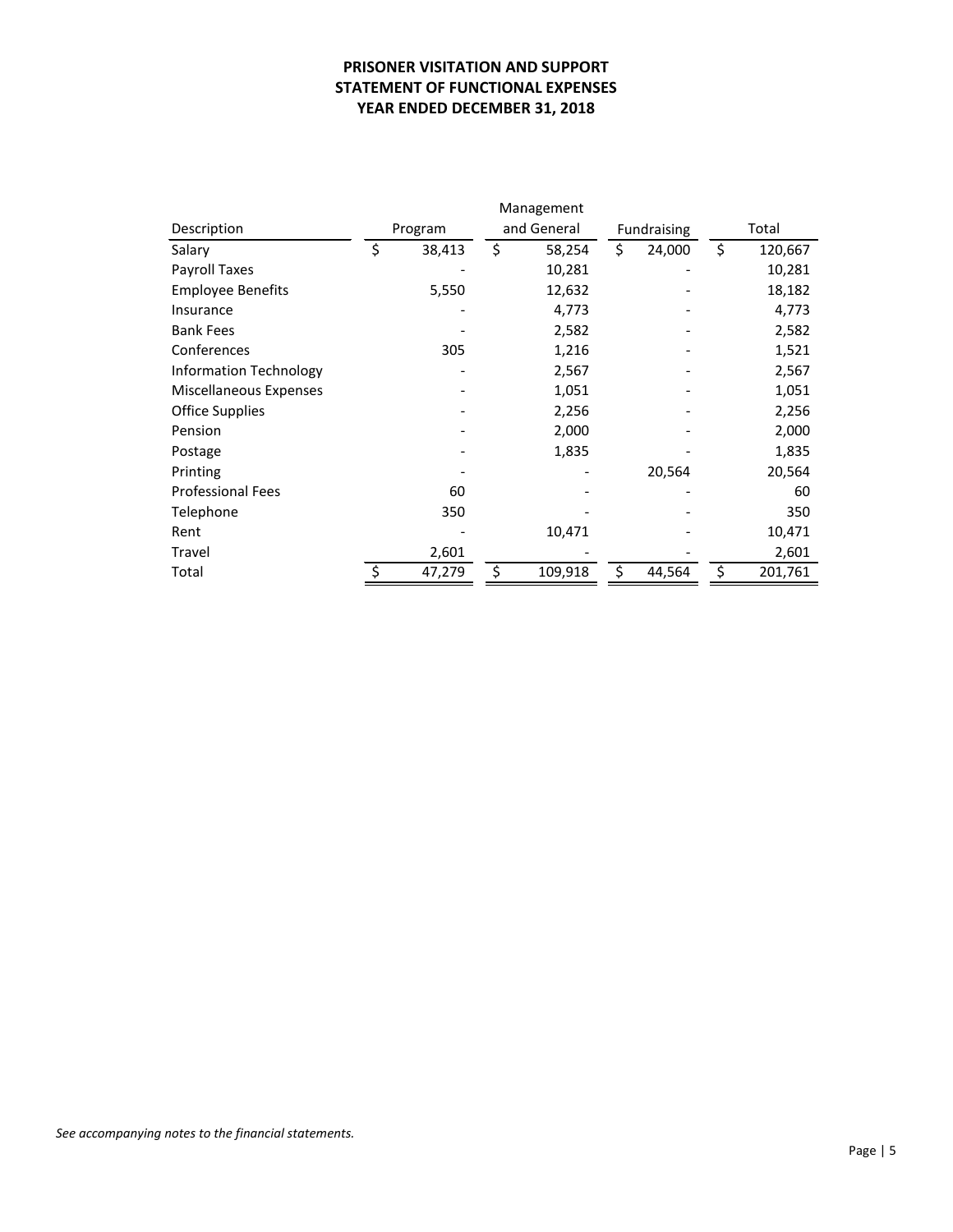# PRISONER VISITATION AND SUPPORT
## STATEMENT OF FUNCTIONAL EXPENSES
## YEAR ENDED DECEMBER 31, 2018

| Description | Program | Management and General | Fundraising | Total |
|---|---|---|---|---|
| Salary | $ 38,413 | $ 58,254 | $ 24,000 | $ 120,667 |
| Payroll Taxes | - | 10,281 | - | 10,281 |
| Employee Benefits | 5,550 | 12,632 | - | 18,182 |
| Insurance | - | 4,773 | - | 4,773 |
| Bank Fees | - | 2,582 | - | 2,582 |
| Conferences | 305 | 1,216 | - | 1,521 |
| Information Technology | - | 2,567 | - | 2,567 |
| Miscellaneous Expenses | - | 1,051 | - | 1,051 |
| Office Supplies | - | 2,256 | - | 2,256 |
| Pension | - | 2,000 | - | 2,000 |
| Postage | - | 1,835 | - | 1,835 |
| Printing | - | - | 20,564 | 20,564 |
| Professional Fees | 60 | - | - | 60 |
| Telephone | 350 | - | - | 350 |
| Rent | - | 10,471 | - | 10,471 |
| Travel | 2,601 | - | - | 2,601 |
| Total | $ 47,279 | $ 109,918 | $ 44,564 | $ 201,761 |

*See accompanying notes to the financial statements.*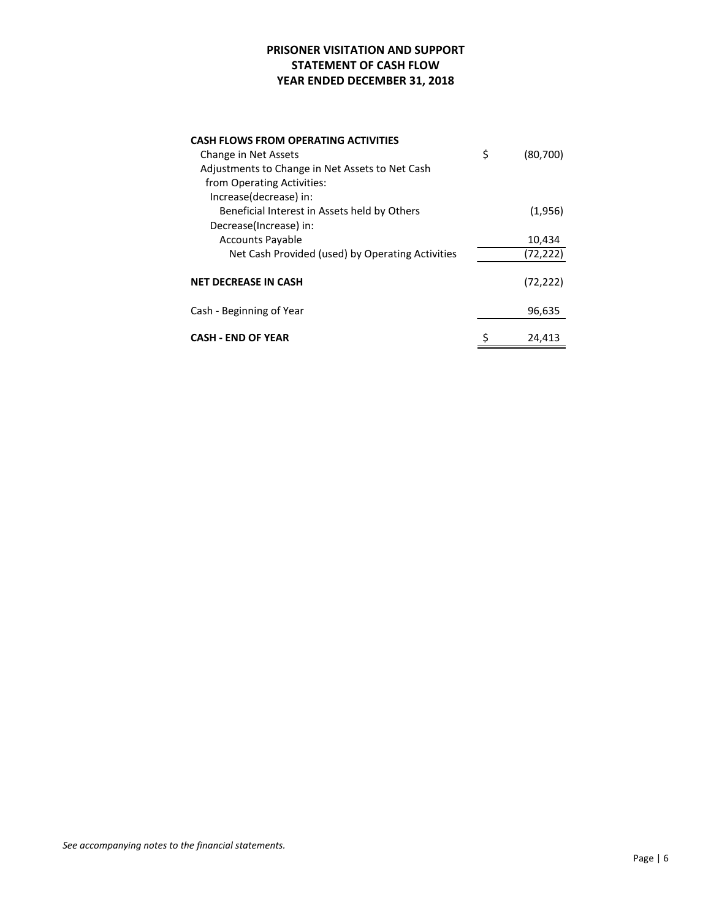**PRISONER VISITATION AND SUPPORT**
**STATEMENT OF CASH FLOW**
**YEAR ENDED DECEMBER 31, 2018**

| | |
|---|---|
| **CASH FLOWS FROM OPERATING ACTIVITIES** | |
| Change in Net Assets | $ (80,700) |
| Adjustments to Change in Net Assets to Net Cash from Operating Activities: | |
| Increase(decrease) in: | |
| Beneficial Interest in Assets held by Others | (1,956) |
| Decrease(Increase) in: | |
| Accounts Payable | 10,434 |
| Net Cash Provided (used) by Operating Activities | (72,222) |
| **NET DECREASE IN CASH** | (72,222) |
| Cash - Beginning of Year | 96,635 |
| **CASH - END OF YEAR** | $ 24,413 |

*See accompanying notes to the financial statements.*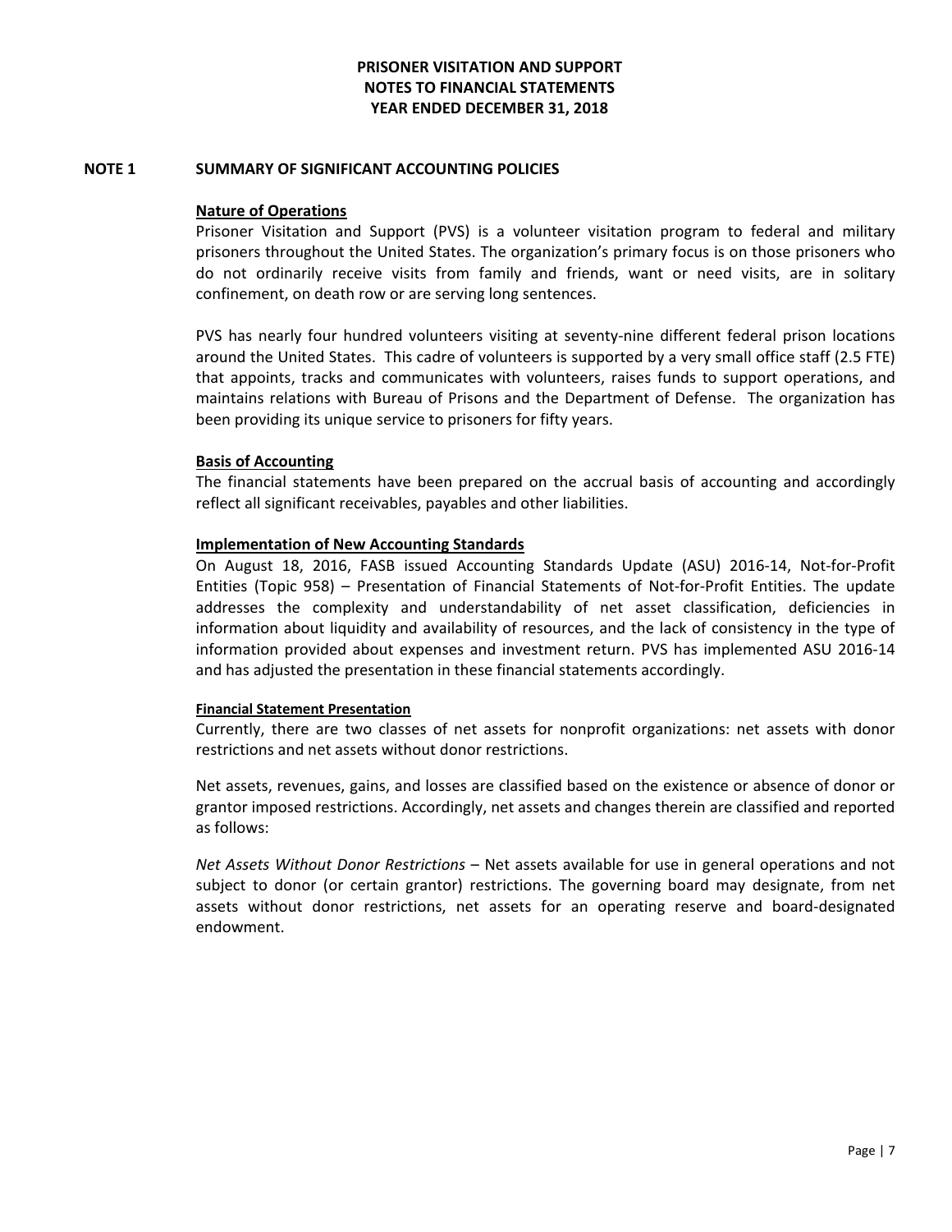# PRISONER VISITATION AND SUPPORT
## NOTES TO FINANCIAL STATEMENTS
## YEAR ENDED DECEMBER 31, 2018

## NOTE 1 SUMMARY OF SIGNIFICANT ACCOUNTING POLICIES

**Nature of Operations**

Prisoner Visitation and Support (PVS) is a volunteer visitation program to federal and military prisoners throughout the United States. The organization's primary focus is on those prisoners who do not ordinarily receive visits from family and friends, want or need visits, are in solitary confinement, on death row or are serving long sentences.

PVS has nearly four hundred volunteers visiting at seventy-nine different federal prison locations around the United States. This cadre of volunteers is supported by a very small office staff (2.5 FTE) that appoints, tracks and communicates with volunteers, raises funds to support operations, and maintains relations with Bureau of Prisons and the Department of Defense. The organization has been providing its unique service to prisoners for fifty years.

**Basis of Accounting**

The financial statements have been prepared on the accrual basis of accounting and accordingly reflect all significant receivables, payables and other liabilities.

**Implementation of New Accounting Standards**

On August 18, 2016, FASB issued Accounting Standards Update (ASU) 2016-14, Not-for-Profit Entities (Topic 958) – Presentation of Financial Statements of Not-for-Profit Entities. The update addresses the complexity and understandability of net asset classification, deficiencies in information about liquidity and availability of resources, and the lack of consistency in the type of information provided about expenses and investment return. PVS has implemented ASU 2016-14 and has adjusted the presentation in these financial statements accordingly.

**Financial Statement Presentation**

Currently, there are two classes of net assets for nonprofit organizations: net assets with donor restrictions and net assets without donor restrictions.

Net assets, revenues, gains, and losses are classified based on the existence or absence of donor or grantor imposed restrictions. Accordingly, net assets and changes therein are classified and reported as follows:

*Net Assets Without Donor Restrictions* – Net assets available for use in general operations and not subject to donor (or certain grantor) restrictions. The governing board may designate, from net assets without donor restrictions, net assets for an operating reserve and board-designated endowment.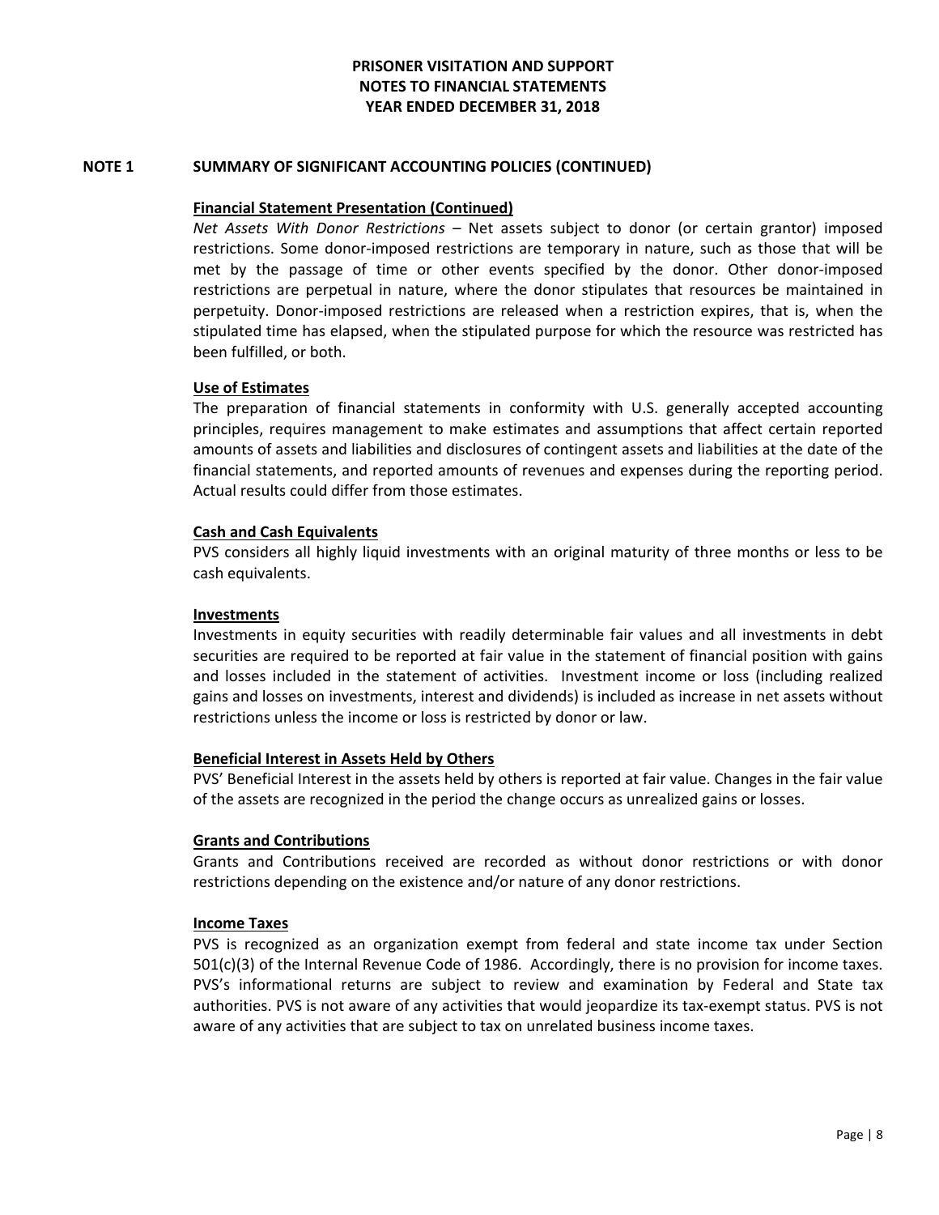# PRISONER VISITATION AND SUPPORT
## NOTES TO FINANCIAL STATEMENTS
## YEAR ENDED DECEMBER 31, 2018

## NOTE 1 SUMMARY OF SIGNIFICANT ACCOUNTING POLICIES (CONTINUED)

### Financial Statement Presentation (Continued)

*Net Assets With Donor Restrictions* – Net assets subject to donor (or certain grantor) imposed restrictions. Some donor-imposed restrictions are temporary in nature, such as those that will be met by the passage of time or other events specified by the donor. Other donor-imposed restrictions are perpetual in nature, where the donor stipulates that resources be maintained in perpetuity. Donor-imposed restrictions are released when a restriction expires, that is, when the stipulated time has elapsed, when the stipulated purpose for which the resource was restricted has been fulfilled, or both.

### Use of Estimates

The preparation of financial statements in conformity with U.S. generally accepted accounting principles, requires management to make estimates and assumptions that affect certain reported amounts of assets and liabilities and disclosures of contingent assets and liabilities at the date of the financial statements, and reported amounts of revenues and expenses during the reporting period. Actual results could differ from those estimates.

### Cash and Cash Equivalents

PVS considers all highly liquid investments with an original maturity of three months or less to be cash equivalents.

### Investments

Investments in equity securities with readily determinable fair values and all investments in debt securities are required to be reported at fair value in the statement of financial position with gains and losses included in the statement of activities. Investment income or loss (including realized gains and losses on investments, interest and dividends) is included as increase in net assets without restrictions unless the income or loss is restricted by donor or law.

### Beneficial Interest in Assets Held by Others

PVS' Beneficial Interest in the assets held by others is reported at fair value. Changes in the fair value of the assets are recognized in the period the change occurs as unrealized gains or losses.

### Grants and Contributions

Grants and Contributions received are recorded as without donor restrictions or with donor restrictions depending on the existence and/or nature of any donor restrictions.

### Income Taxes

PVS is recognized as an organization exempt from federal and state income tax under Section 501(c)(3) of the Internal Revenue Code of 1986. Accordingly, there is no provision for income taxes. PVS's informational returns are subject to review and examination by Federal and State tax authorities. PVS is not aware of any activities that would jeopardize its tax-exempt status. PVS is not aware of any activities that are subject to tax on unrelated business income taxes.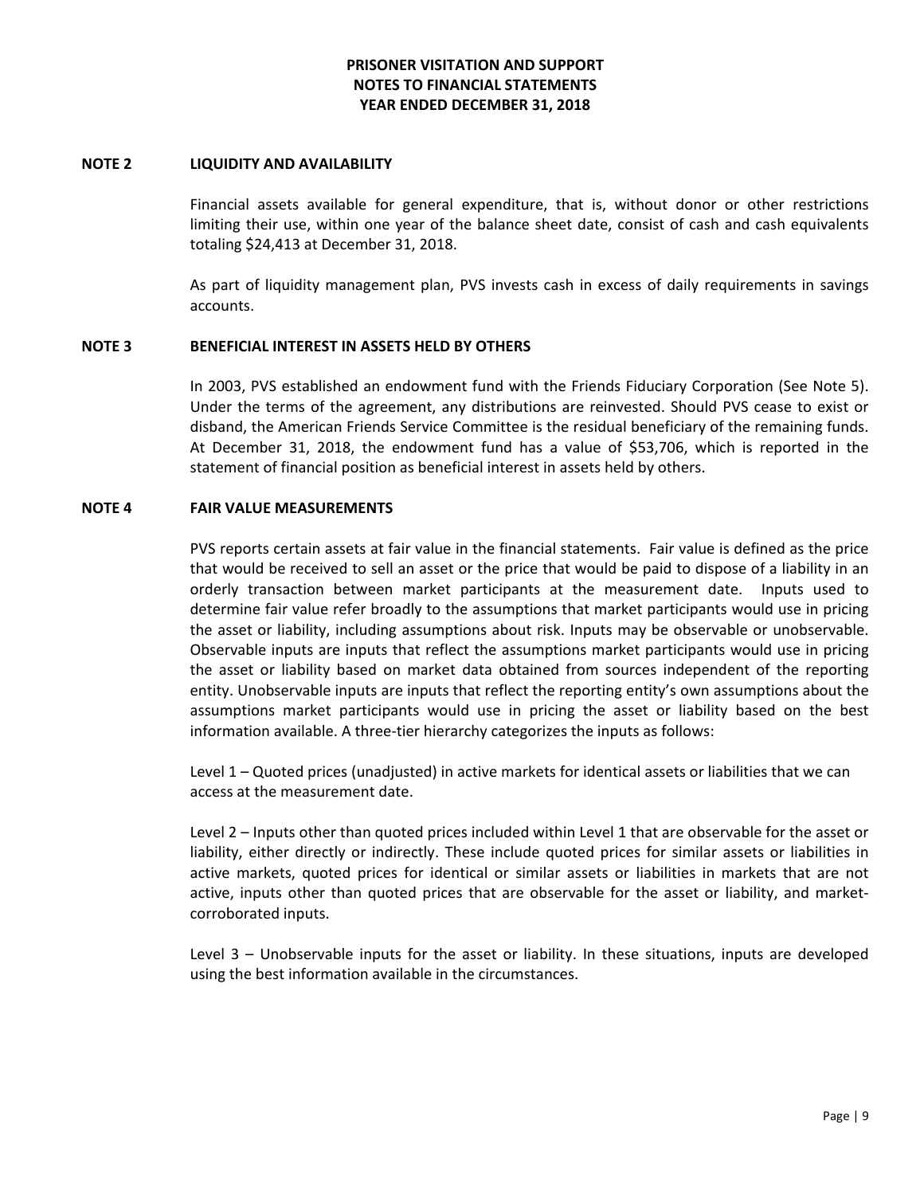# PRISONER VISITATION AND SUPPORT
## NOTES TO FINANCIAL STATEMENTS
## YEAR ENDED DECEMBER 31, 2018

### NOTE 2 LIQUIDITY AND AVAILABILITY

Financial assets available for general expenditure, that is, without donor or other restrictions limiting their use, within one year of the balance sheet date, consist of cash and cash equivalents totaling $24,413 at December 31, 2018.

As part of liquidity management plan, PVS invests cash in excess of daily requirements in savings accounts.

### NOTE 3 BENEFICIAL INTEREST IN ASSETS HELD BY OTHERS

In 2003, PVS established an endowment fund with the Friends Fiduciary Corporation (See Note 5). Under the terms of the agreement, any distributions are reinvested. Should PVS cease to exist or disband, the American Friends Service Committee is the residual beneficiary of the remaining funds. At December 31, 2018, the endowment fund has a value of $53,706, which is reported in the statement of financial position as beneficial interest in assets held by others.

### NOTE 4 FAIR VALUE MEASUREMENTS

PVS reports certain assets at fair value in the financial statements. Fair value is defined as the price that would be received to sell an asset or the price that would be paid to dispose of a liability in an orderly transaction between market participants at the measurement date. Inputs used to determine fair value refer broadly to the assumptions that market participants would use in pricing the asset or liability, including assumptions about risk. Inputs may be observable or unobservable. Observable inputs are inputs that reflect the assumptions market participants would use in pricing the asset or liability based on market data obtained from sources independent of the reporting entity. Unobservable inputs are inputs that reflect the reporting entity's own assumptions about the assumptions market participants would use in pricing the asset or liability based on the best information available. A three-tier hierarchy categorizes the inputs as follows:

Level 1 – Quoted prices (unadjusted) in active markets for identical assets or liabilities that we can access at the measurement date.

Level 2 – Inputs other than quoted prices included within Level 1 that are observable for the asset or liability, either directly or indirectly. These include quoted prices for similar assets or liabilities in active markets, quoted prices for identical or similar assets or liabilities in markets that are not active, inputs other than quoted prices that are observable for the asset or liability, and market-corroborated inputs.

Level 3 – Unobservable inputs for the asset or liability. In these situations, inputs are developed using the best information available in the circumstances.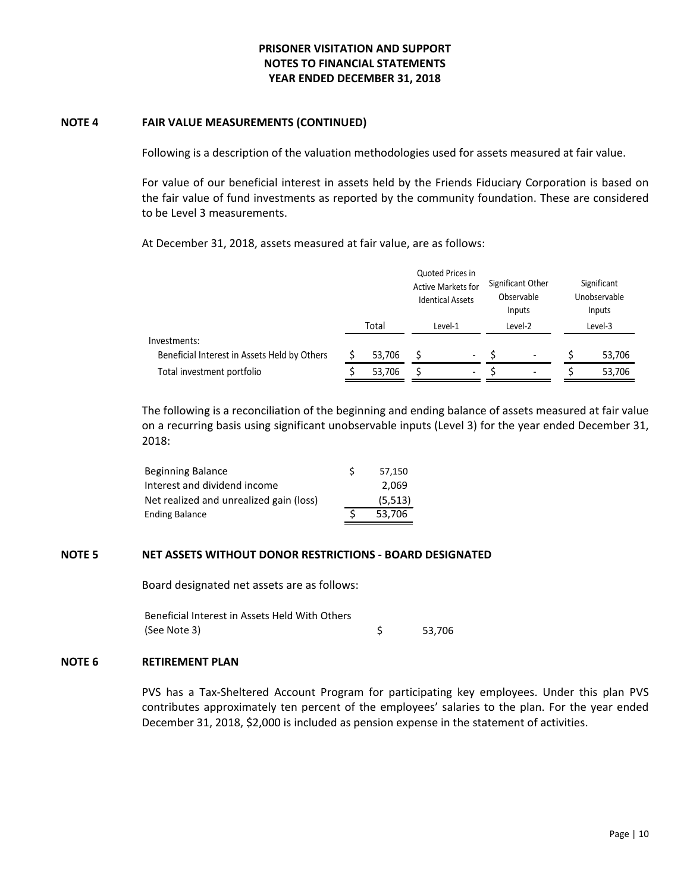# PRISONER VISITATION AND SUPPORT
## NOTES TO FINANCIAL STATEMENTS
## YEAR ENDED DECEMBER 31, 2018

### NOTE 4 FAIR VALUE MEASUREMENTS (CONTINUED)

Following is a description of the valuation methodologies used for assets measured at fair value.

For value of our beneficial interest in assets held by the Friends Fiduciary Corporation is based on the fair value of fund investments as reported by the community foundation. These are considered to be Level 3 measurements.

At December 31, 2018, assets measured at fair value, are as follows:

| | Total | Quoted Prices in Active Markets for Identical Assets Level-1 | Significant Other Observable Inputs Level-2 | Significant Unobservable Inputs Level-3 |
|---|---|---|---|---|
| Investments: | | | | |
| Beneficial Interest in Assets Held by Others | $ 53,706 | $ - | $ - | $ 53,706 |
| Total investment portfolio | $ 53,706 | $ - | $ - | $ 53,706 |

The following is a reconciliation of the beginning and ending balance of assets measured at fair value on a recurring basis using significant unobservable inputs (Level 3) for the year ended December 31, 2018:

| | |
|---|---|
| Beginning Balance | $ 57,150 |
| Interest and dividend income | 2,069 |
| Net realized and unrealized gain (loss) | (5,513) |
| Ending Balance | $ 53,706 |

### NOTE 5 NET ASSETS WITHOUT DONOR RESTRICTIONS - BOARD DESIGNATED

Board designated net assets are as follows:

| | |
|---|---|
| Beneficial Interest in Assets Held With Others (See Note 3) | $ 53,706 |

### NOTE 6 RETIREMENT PLAN

PVS has a Tax-Sheltered Account Program for participating key employees. Under this plan PVS contributes approximately ten percent of the employees' salaries to the plan. For the year ended December 31, 2018, $2,000 is included as pension expense in the statement of activities.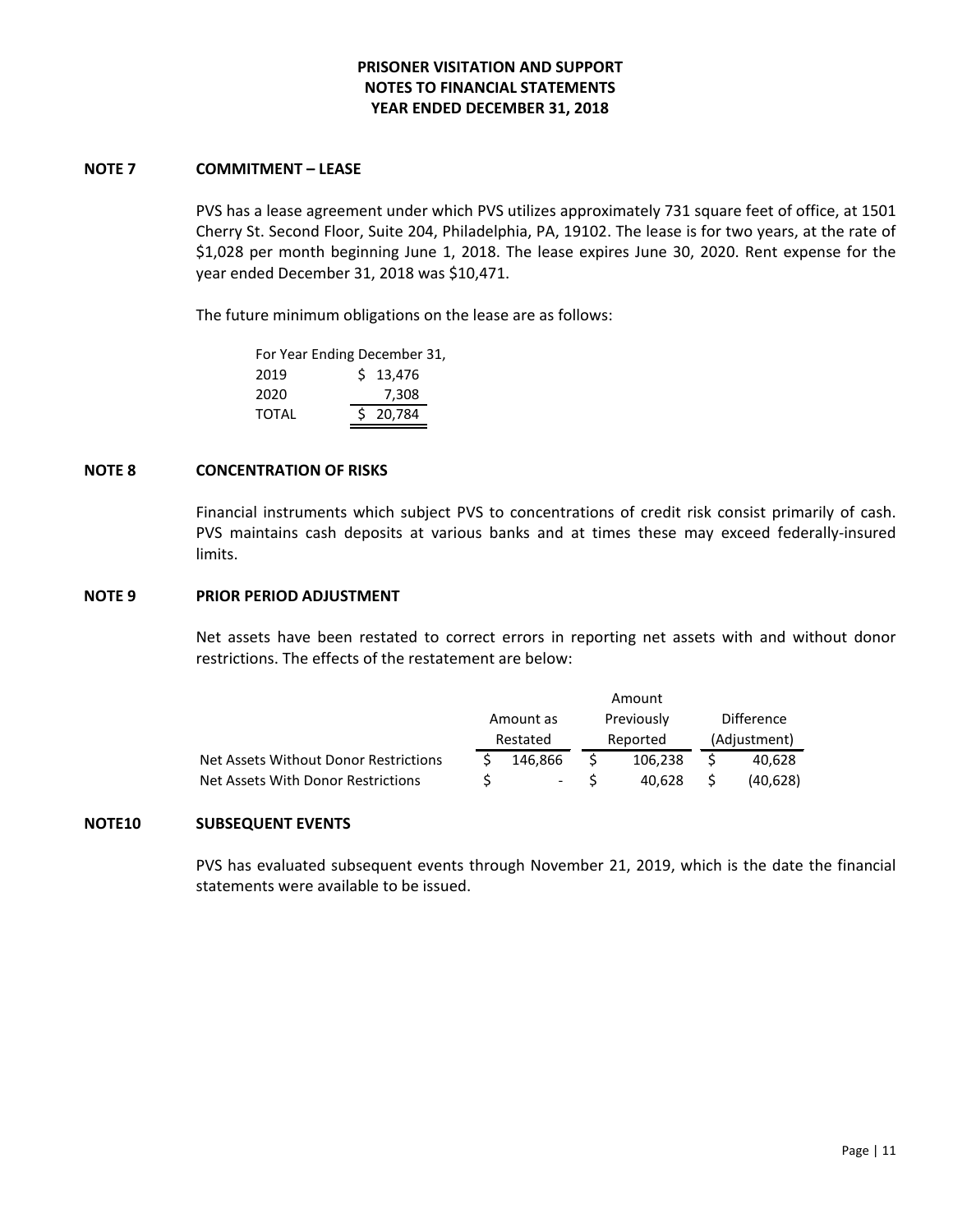**PRISONER VISITATION AND SUPPORT**
**NOTES TO FINANCIAL STATEMENTS**
**YEAR ENDED DECEMBER 31, 2018**

## NOTE 7 COMMITMENT – LEASE

PVS has a lease agreement under which PVS utilizes approximately 731 square feet of office, at 1501 Cherry St. Second Floor, Suite 204, Philadelphia, PA, 19102. The lease is for two years, at the rate of $1,028 per month beginning June 1, 2018. The lease expires June 30, 2020. Rent expense for the year ended December 31, 2018 was $10,471.

The future minimum obligations on the lease are as follows:

| For Year Ending December 31, | |
|---|---|
| 2019 | $ 13,476 |
| 2020 | 7,308 |
| TOTAL | $ 20,784 |

## NOTE 8 CONCENTRATION OF RISKS

Financial instruments which subject PVS to concentrations of credit risk consist primarily of cash. PVS maintains cash deposits at various banks and at times these may exceed federally-insured limits.

## NOTE 9 PRIOR PERIOD ADJUSTMENT

Net assets have been restated to correct errors in reporting net assets with and without donor restrictions. The effects of the restatement are below:

| | Amount as Restated | Amount Previously Reported | Difference (Adjustment) |
|---|---|---|---|
| Net Assets Without Donor Restrictions | $ 146,866 | $ 106,238 | $ 40,628 |
| Net Assets With Donor Restrictions | $ - | $ 40,628 | $ (40,628) |

## NOTE10 SUBSEQUENT EVENTS

PVS has evaluated subsequent events through November 21, 2019, which is the date the financial statements were available to be issued.